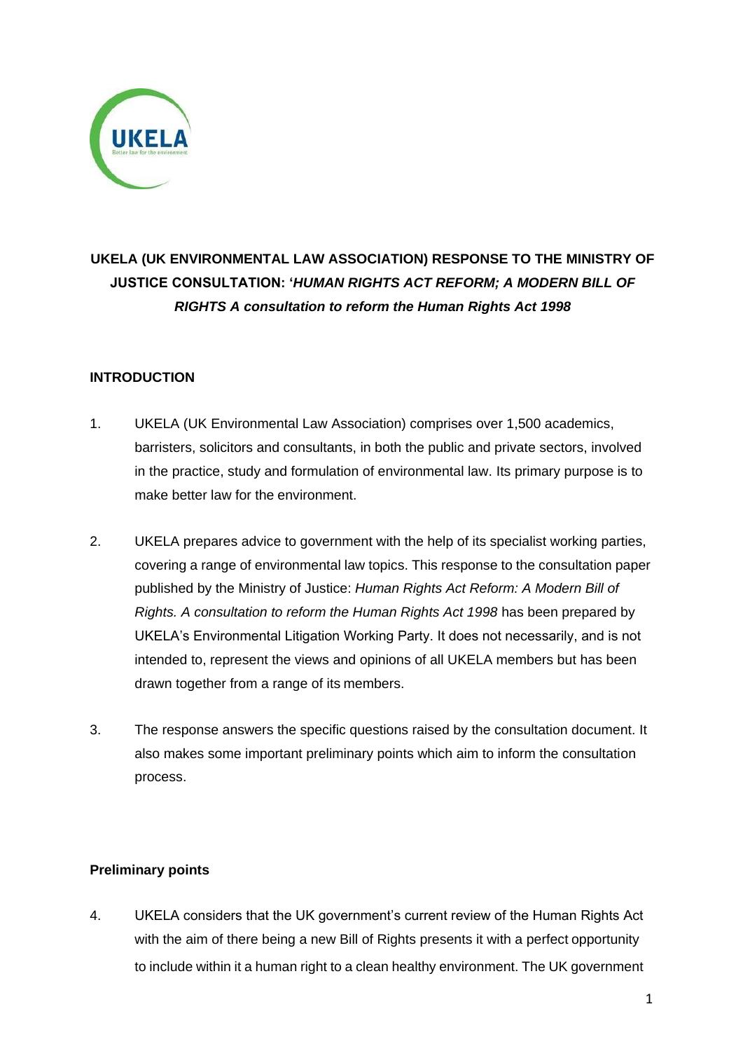# UKELA (UK ENVIRONMENTAL LAW ASSOCIATION) RESPONSE TO THE MINISTRY OF JUSTICE CONSULTATION: '*HUMAN RIGHTS ACT REFORM; A MODERN BILL OF RIGHTS A consultation to reform the Human Rights Act 1998*

## INTRODUCTION

1. UKELA (UK Environmental Law Association) comprises over 1,500 academics, barristers, solicitors and consultants, in both the public and private sectors, involved in the practice, study and formulation of environmental law. Its primary purpose is to make better law for the environment.

2. UKELA prepares advice to government with the help of its specialist working parties, covering a range of environmental law topics. This response to the consultation paper published by the Ministry of Justice: *Human Rights Act Reform: A Modern Bill of Rights. A consultation to reform the Human Rights Act 1998* has been prepared by UKELA's Environmental Litigation Working Party. It does not necessarily, and is not intended to, represent the views and opinions of all UKELA members but has been drawn together from a range of its members.

3. The response answers the specific questions raised by the consultation document. It also makes some important preliminary points which aim to inform the consultation process.

## Preliminary points

4. UKELA considers that the UK government's current review of the Human Rights Act with the aim of there being a new Bill of Rights presents it with a perfect opportunity to include within it a human right to a clean healthy environment. The UK government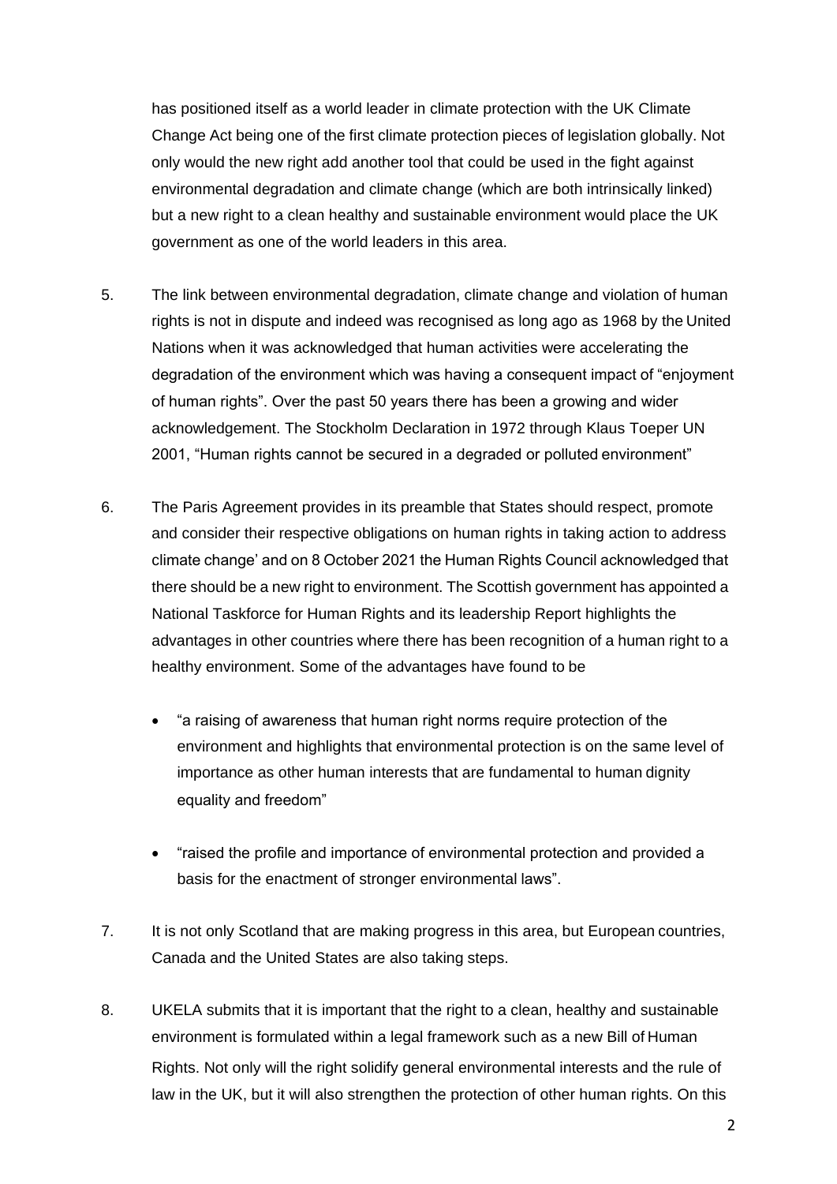has positioned itself as a world leader in climate protection with the UK Climate Change Act being one of the first climate protection pieces of legislation globally. Not only would the new right add another tool that could be used in the fight against environmental degradation and climate change (which are both intrinsically linked) but a new right to a clean healthy and sustainable environment would place the UK government as one of the world leaders in this area.

5. The link between environmental degradation, climate change and violation of human rights is not in dispute and indeed was recognised as long ago as 1968 by the United Nations when it was acknowledged that human activities were accelerating the degradation of the environment which was having a consequent impact of "enjoyment of human rights". Over the past 50 years there has been a growing and wider acknowledgement. The Stockholm Declaration in 1972 through Klaus Toeper UN 2001, "Human rights cannot be secured in a degraded or polluted environment"

6. The Paris Agreement provides in its preamble that States should respect, promote and consider their respective obligations on human rights in taking action to address climate change' and on 8 October 2021 the Human Rights Council acknowledged that there should be a new right to environment. The Scottish government has appointed a National Taskforce for Human Rights and its leadership Report highlights the advantages in other countries where there has been recognition of a human right to a healthy environment. Some of the advantages have found to be

   - "a raising of awareness that human right norms require protection of the environment and highlights that environmental protection is on the same level of importance as other human interests that are fundamental to human dignity equality and freedom"

   - "raised the profile and importance of environmental protection and provided a basis for the enactment of stronger environmental laws".

7. It is not only Scotland that are making progress in this area, but European countries, Canada and the United States are also taking steps.

8. UKELA submits that it is important that the right to a clean, healthy and sustainable environment is formulated within a legal framework such as a new Bill of Human Rights. Not only will the right solidify general environmental interests and the rule of law in the UK, but it will also strengthen the protection of other human rights. On this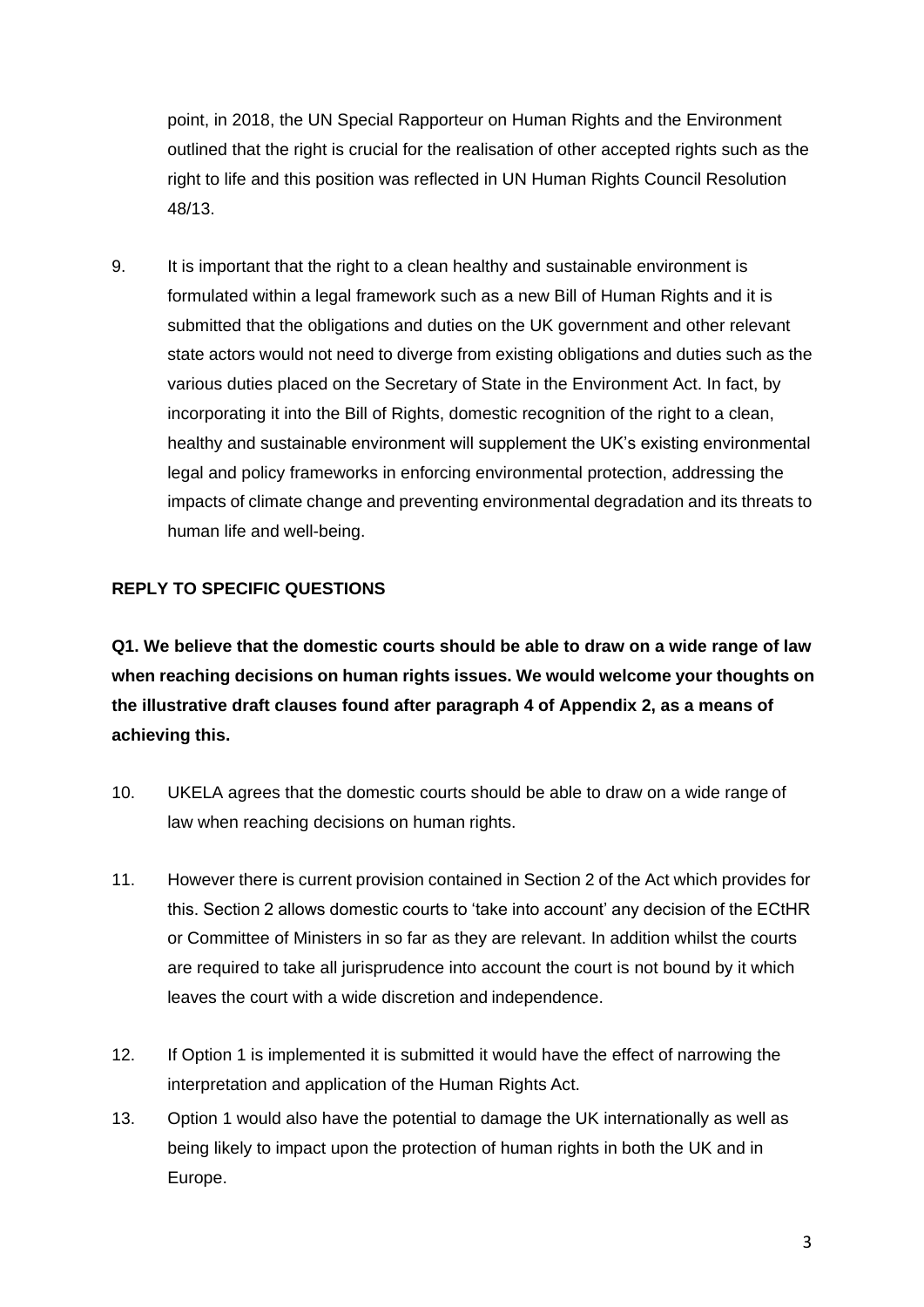point, in 2018, the UN Special Rapporteur on Human Rights and the Environment outlined that the right is crucial for the realisation of other accepted rights such as the right to life and this position was reflected in UN Human Rights Council Resolution 48/13.

9. It is important that the right to a clean healthy and sustainable environment is formulated within a legal framework such as a new Bill of Human Rights and it is submitted that the obligations and duties on the UK government and other relevant state actors would not need to diverge from existing obligations and duties such as the various duties placed on the Secretary of State in the Environment Act. In fact, by incorporating it into the Bill of Rights, domestic recognition of the right to a clean, healthy and sustainable environment will supplement the UK's existing environmental legal and policy frameworks in enforcing environmental protection, addressing the impacts of climate change and preventing environmental degradation and its threats to human life and well-being.

## REPLY TO SPECIFIC QUESTIONS

**Q1. We believe that the domestic courts should be able to draw on a wide range of law when reaching decisions on human rights issues. We would welcome your thoughts on the illustrative draft clauses found after paragraph 4 of Appendix 2, as a means of achieving this.**

10. UKELA agrees that the domestic courts should be able to draw on a wide range of law when reaching decisions on human rights.

11. However there is current provision contained in Section 2 of the Act which provides for this. Section 2 allows domestic courts to 'take into account' any decision of the ECtHR or Committee of Ministers in so far as they are relevant. In addition whilst the courts are required to take all jurisprudence into account the court is not bound by it which leaves the court with a wide discretion and independence.

12. If Option 1 is implemented it is submitted it would have the effect of narrowing the interpretation and application of the Human Rights Act.

13. Option 1 would also have the potential to damage the UK internationally as well as being likely to impact upon the protection of human rights in both the UK and in Europe.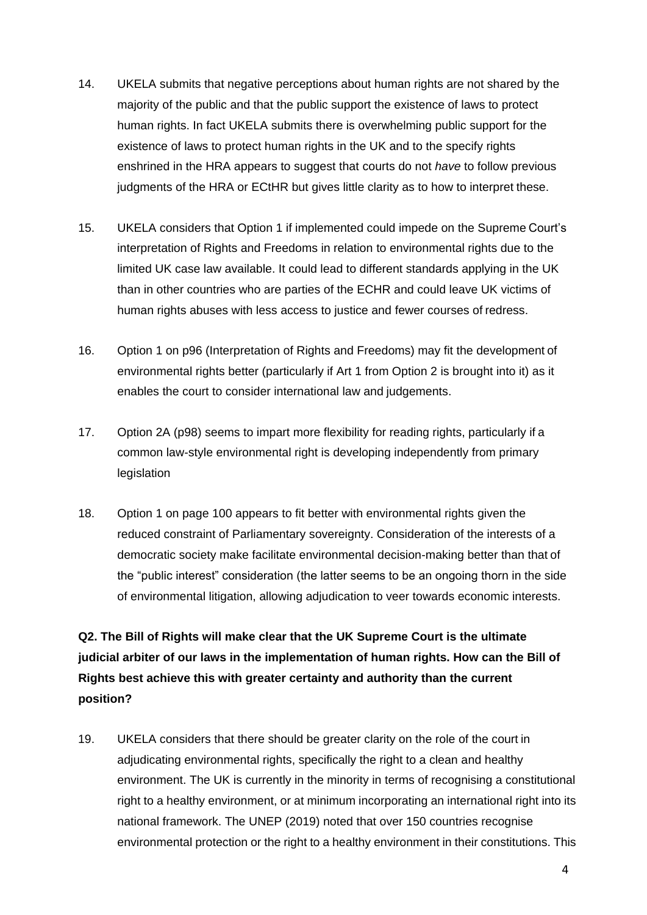14. UKELA submits that negative perceptions about human rights are not shared by the majority of the public and that the public support the existence of laws to protect human rights. In fact UKELA submits there is overwhelming public support for the existence of laws to protect human rights in the UK and to the specify rights enshrined in the HRA appears to suggest that courts do not *have* to follow previous judgments of the HRA or ECtHR but gives little clarity as to how to interpret these.

15. UKELA considers that Option 1 if implemented could impede on the Supreme Court's interpretation of Rights and Freedoms in relation to environmental rights due to the limited UK case law available. It could lead to different standards applying in the UK than in other countries who are parties of the ECHR and could leave UK victims of human rights abuses with less access to justice and fewer courses of redress.

16. Option 1 on p96 (Interpretation of Rights and Freedoms) may fit the development of environmental rights better (particularly if Art 1 from Option 2 is brought into it) as it enables the court to consider international law and judgements.

17. Option 2A (p98) seems to impart more flexibility for reading rights, particularly if a common law-style environmental right is developing independently from primary legislation

18. Option 1 on page 100 appears to fit better with environmental rights given the reduced constraint of Parliamentary sovereignty. Consideration of the interests of a democratic society make facilitate environmental decision-making better than that of the "public interest" consideration (the latter seems to be an ongoing thorn in the side of environmental litigation, allowing adjudication to veer towards economic interests.

**Q2. The Bill of Rights will make clear that the UK Supreme Court is the ultimate judicial arbiter of our laws in the implementation of human rights. How can the Bill of Rights best achieve this with greater certainty and authority than the current position?**

19. UKELA considers that there should be greater clarity on the role of the court in adjudicating environmental rights, specifically the right to a clean and healthy environment. The UK is currently in the minority in terms of recognising a constitutional right to a healthy environment, or at minimum incorporating an international right into its national framework. The UNEP (2019) noted that over 150 countries recognise environmental protection or the right to a healthy environment in their constitutions. This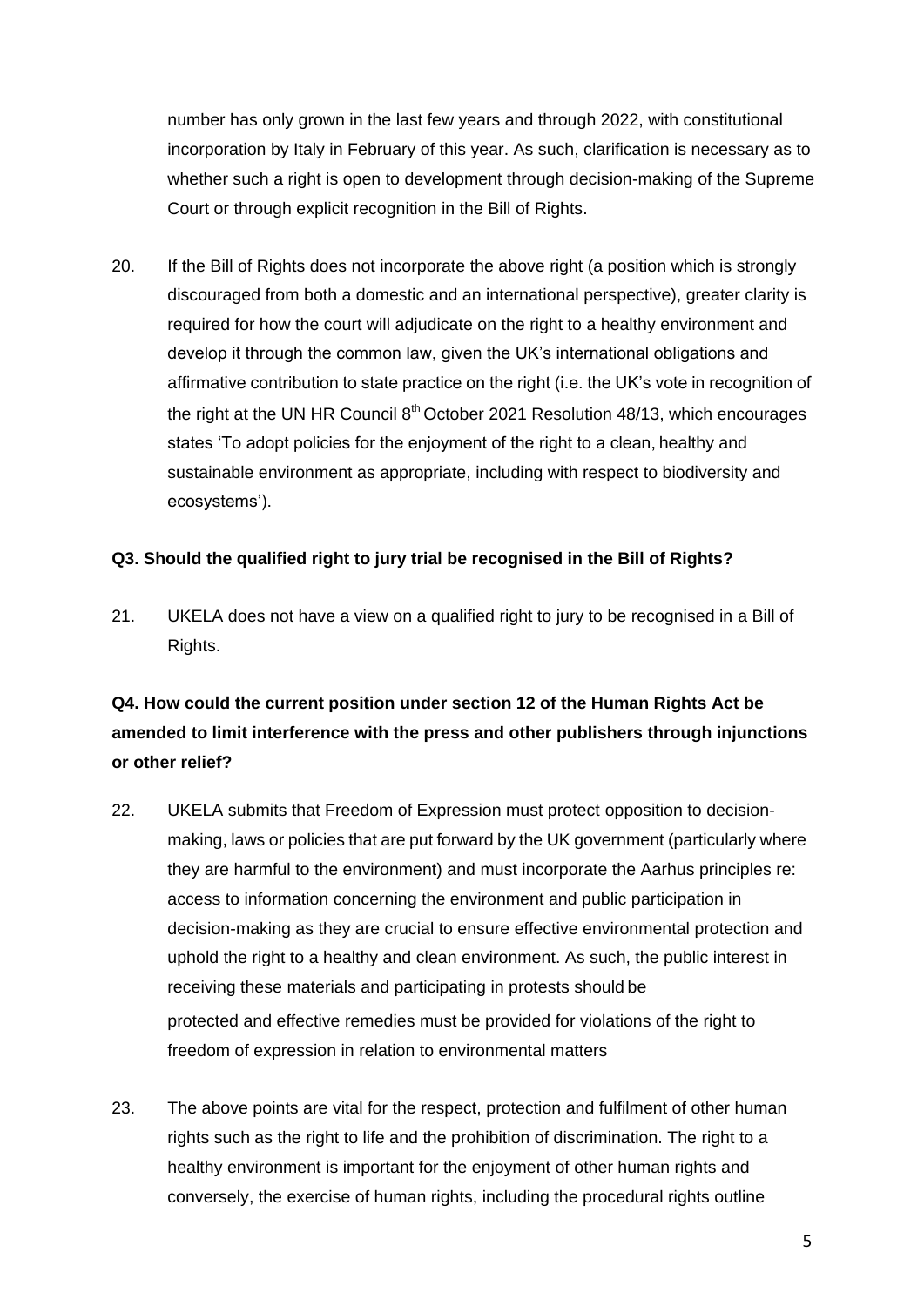number has only grown in the last few years and through 2022, with constitutional incorporation by Italy in February of this year. As such, clarification is necessary as to whether such a right is open to development through decision-making of the Supreme Court or through explicit recognition in the Bill of Rights.

20. If the Bill of Rights does not incorporate the above right (a position which is strongly discouraged from both a domestic and an international perspective), greater clarity is required for how the court will adjudicate on the right to a healthy environment and develop it through the common law, given the UK's international obligations and affirmative contribution to state practice on the right (i.e. the UK's vote in recognition of the right at the UN HR Council 8th October 2021 Resolution 48/13, which encourages states 'To adopt policies for the enjoyment of the right to a clean, healthy and sustainable environment as appropriate, including with respect to biodiversity and ecosystems').

**Q3. Should the qualified right to jury trial be recognised in the Bill of Rights?**

21. UKELA does not have a view on a qualified right to jury to be recognised in a Bill of Rights.

**Q4. How could the current position under section 12 of the Human Rights Act be amended to limit interference with the press and other publishers through injunctions or other relief?**

22. UKELA submits that Freedom of Expression must protect opposition to decision-making, laws or policies that are put forward by the UK government (particularly where they are harmful to the environment) and must incorporate the Aarhus principles re: access to information concerning the environment and public participation in decision-making as they are crucial to ensure effective environmental protection and uphold the right to a healthy and clean environment. As such, the public interest in receiving these materials and participating in protests should be protected and effective remedies must be provided for violations of the right to freedom of expression in relation to environmental matters

23. The above points are vital for the respect, protection and fulfilment of other human rights such as the right to life and the prohibition of discrimination. The right to a healthy environment is important for the enjoyment of other human rights and conversely, the exercise of human rights, including the procedural rights outline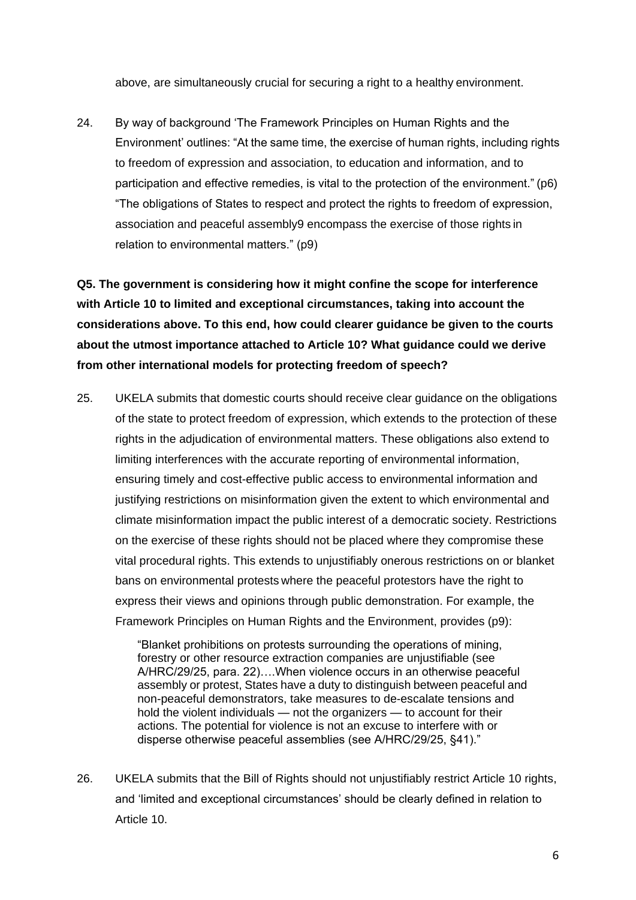above, are simultaneously crucial for securing a right to a healthy environment.

24. By way of background 'The Framework Principles on Human Rights and the Environment' outlines: "At the same time, the exercise of human rights, including rights to freedom of expression and association, to education and information, and to participation and effective remedies, is vital to the protection of the environment." (p6) "The obligations of States to respect and protect the rights to freedom of expression, association and peaceful assembly9 encompass the exercise of those rights in relation to environmental matters." (p9)

**Q5. The government is considering how it might confine the scope for interference with Article 10 to limited and exceptional circumstances, taking into account the considerations above. To this end, how could clearer guidance be given to the courts about the utmost importance attached to Article 10? What guidance could we derive from other international models for protecting freedom of speech?**

25. UKELA submits that domestic courts should receive clear guidance on the obligations of the state to protect freedom of expression, which extends to the protection of these rights in the adjudication of environmental matters. These obligations also extend to limiting interferences with the accurate reporting of environmental information, ensuring timely and cost-effective public access to environmental information and justifying restrictions on misinformation given the extent to which environmental and climate misinformation impact the public interest of a democratic society. Restrictions on the exercise of these rights should not be placed where they compromise these vital procedural rights. This extends to unjustifiably onerous restrictions on or blanket bans on environmental protests where the peaceful protestors have the right to express their views and opinions through public demonstration. For example, the Framework Principles on Human Rights and the Environment, provides (p9):

> "Blanket prohibitions on protests surrounding the operations of mining, forestry or other resource extraction companies are unjustifiable (see A/HRC/29/25, para. 22)….When violence occurs in an otherwise peaceful assembly or protest, States have a duty to distinguish between peaceful and non-peaceful demonstrators, take measures to de-escalate tensions and hold the violent individuals — not the organizers — to account for their actions. The potential for violence is not an excuse to interfere with or disperse otherwise peaceful assemblies (see A/HRC/29/25, §41)."

26. UKELA submits that the Bill of Rights should not unjustifiably restrict Article 10 rights, and 'limited and exceptional circumstances' should be clearly defined in relation to Article 10.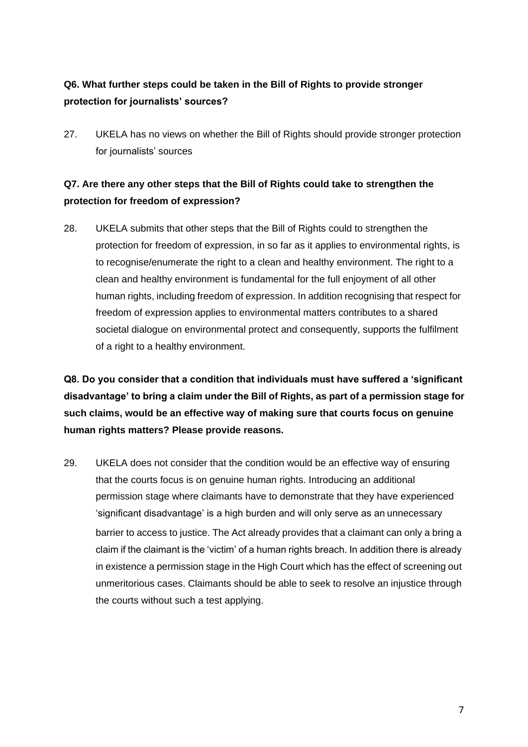**Q6. What further steps could be taken in the Bill of Rights to provide stronger protection for journalists' sources?**

27. UKELA has no views on whether the Bill of Rights should provide stronger protection for journalists' sources

**Q7. Are there any other steps that the Bill of Rights could take to strengthen the protection for freedom of expression?**

28. UKELA submits that other steps that the Bill of Rights could to strengthen the protection for freedom of expression, in so far as it applies to environmental rights, is to recognise/enumerate the right to a clean and healthy environment. The right to a clean and healthy environment is fundamental for the full enjoyment of all other human rights, including freedom of expression. In addition recognising that respect for freedom of expression applies to environmental matters contributes to a shared societal dialogue on environmental protect and consequently, supports the fulfilment of a right to a healthy environment.

**Q8. Do you consider that a condition that individuals must have suffered a 'significant disadvantage' to bring a claim under the Bill of Rights, as part of a permission stage for such claims, would be an effective way of making sure that courts focus on genuine human rights matters? Please provide reasons.**

29. UKELA does not consider that the condition would be an effective way of ensuring that the courts focus is on genuine human rights. Introducing an additional permission stage where claimants have to demonstrate that they have experienced 'significant disadvantage' is a high burden and will only serve as an unnecessary barrier to access to justice. The Act already provides that a claimant can only a bring a claim if the claimant is the 'victim' of a human rights breach. In addition there is already in existence a permission stage in the High Court which has the effect of screening out unmeritorious cases. Claimants should be able to seek to resolve an injustice through the courts without such a test applying.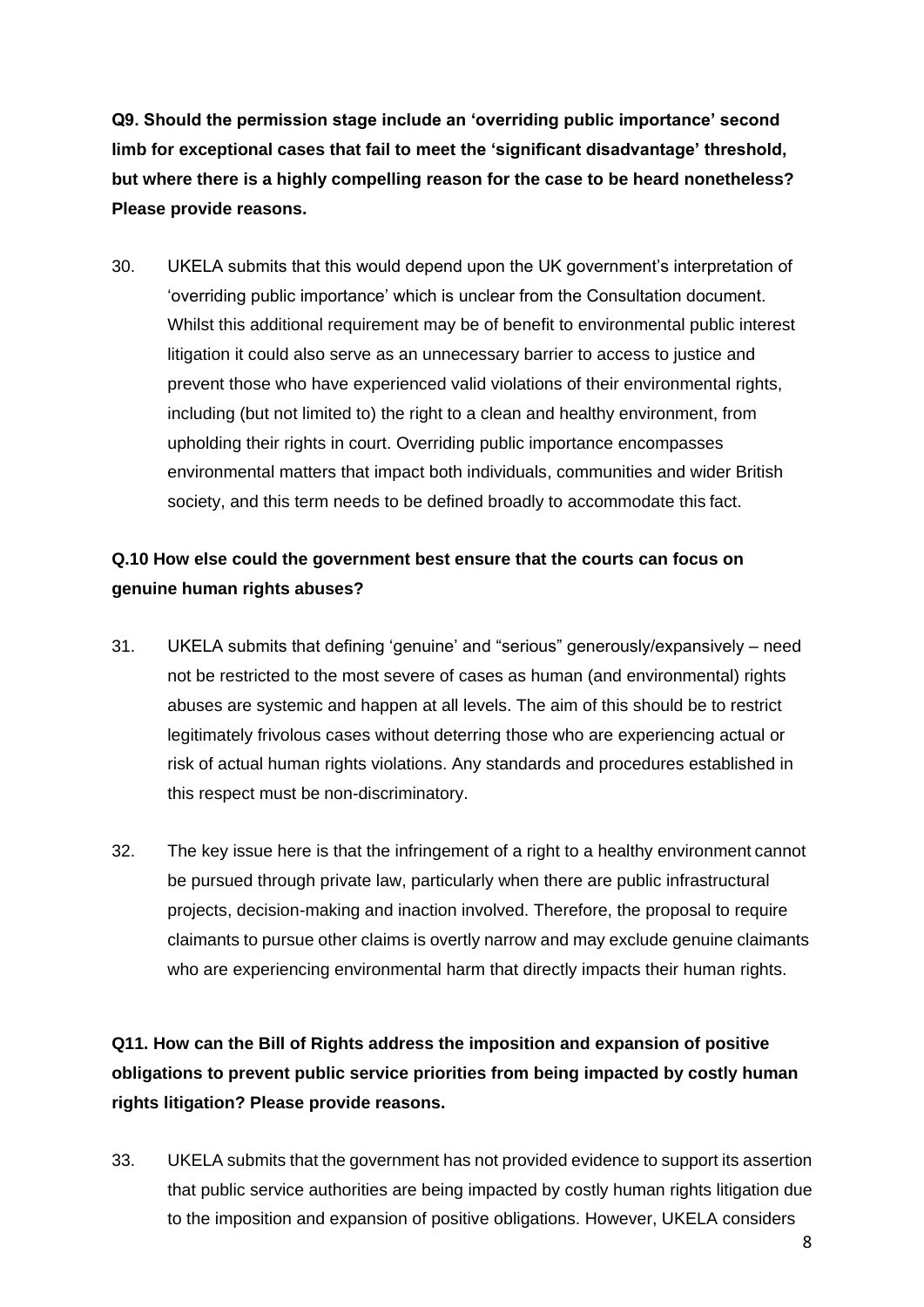**Q9. Should the permission stage include an 'overriding public importance' second limb for exceptional cases that fail to meet the 'significant disadvantage' threshold, but where there is a highly compelling reason for the case to be heard nonetheless? Please provide reasons.**

30. UKELA submits that this would depend upon the UK government's interpretation of 'overriding public importance' which is unclear from the Consultation document. Whilst this additional requirement may be of benefit to environmental public interest litigation it could also serve as an unnecessary barrier to access to justice and prevent those who have experienced valid violations of their environmental rights, including (but not limited to) the right to a clean and healthy environment, from upholding their rights in court. Overriding public importance encompasses environmental matters that impact both individuals, communities and wider British society, and this term needs to be defined broadly to accommodate this fact.

**Q.10 How else could the government best ensure that the courts can focus on genuine human rights abuses?**

31. UKELA submits that defining 'genuine' and "serious" generously/expansively – need not be restricted to the most severe of cases as human (and environmental) rights abuses are systemic and happen at all levels. The aim of this should be to restrict legitimately frivolous cases without deterring those who are experiencing actual or risk of actual human rights violations. Any standards and procedures established in this respect must be non-discriminatory.

32. The key issue here is that the infringement of a right to a healthy environment cannot be pursued through private law, particularly when there are public infrastructural projects, decision-making and inaction involved. Therefore, the proposal to require claimants to pursue other claims is overtly narrow and may exclude genuine claimants who are experiencing environmental harm that directly impacts their human rights.

**Q11. How can the Bill of Rights address the imposition and expansion of positive obligations to prevent public service priorities from being impacted by costly human rights litigation? Please provide reasons.**

33. UKELA submits that the government has not provided evidence to support its assertion that public service authorities are being impacted by costly human rights litigation due to the imposition and expansion of positive obligations. However, UKELA considers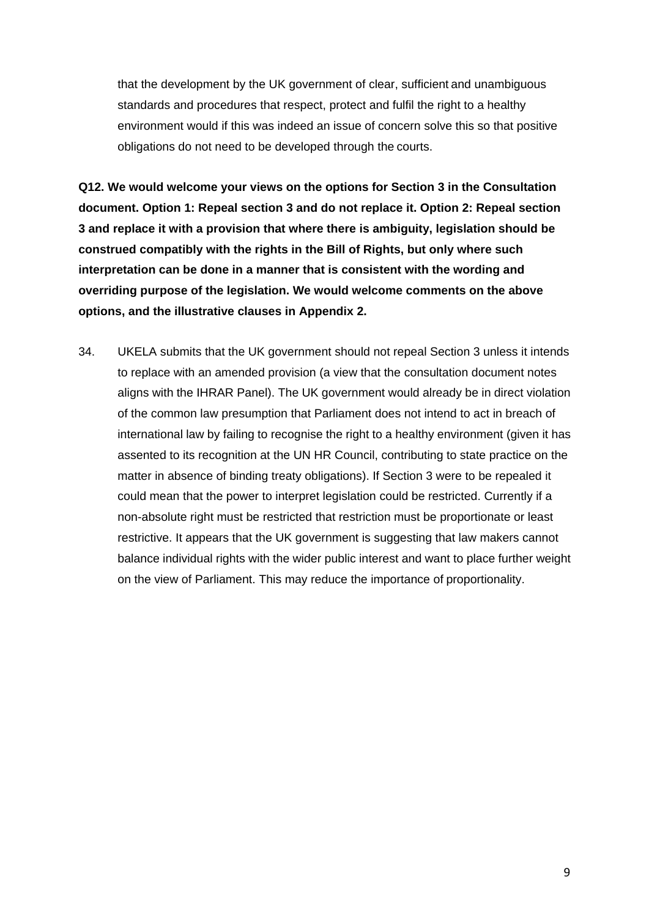that the development by the UK government of clear, sufficient and unambiguous standards and procedures that respect, protect and fulfil the right to a healthy environment would if this was indeed an issue of concern solve this so that positive obligations do not need to be developed through the courts.

**Q12. We would welcome your views on the options for Section 3 in the Consultation document. Option 1: Repeal section 3 and do not replace it. Option 2: Repeal section 3 and replace it with a provision that where there is ambiguity, legislation should be construed compatibly with the rights in the Bill of Rights, but only where such interpretation can be done in a manner that is consistent with the wording and overriding purpose of the legislation. We would welcome comments on the above options, and the illustrative clauses in Appendix 2.**

34. UKELA submits that the UK government should not repeal Section 3 unless it intends to replace with an amended provision (a view that the consultation document notes aligns with the IHRAR Panel). The UK government would already be in direct violation of the common law presumption that Parliament does not intend to act in breach of international law by failing to recognise the right to a healthy environment (given it has assented to its recognition at the UN HR Council, contributing to state practice on the matter in absence of binding treaty obligations). If Section 3 were to be repealed it could mean that the power to interpret legislation could be restricted. Currently if a non-absolute right must be restricted that restriction must be proportionate or least restrictive. It appears that the UK government is suggesting that law makers cannot balance individual rights with the wider public interest and want to place further weight on the view of Parliament. This may reduce the importance of proportionality.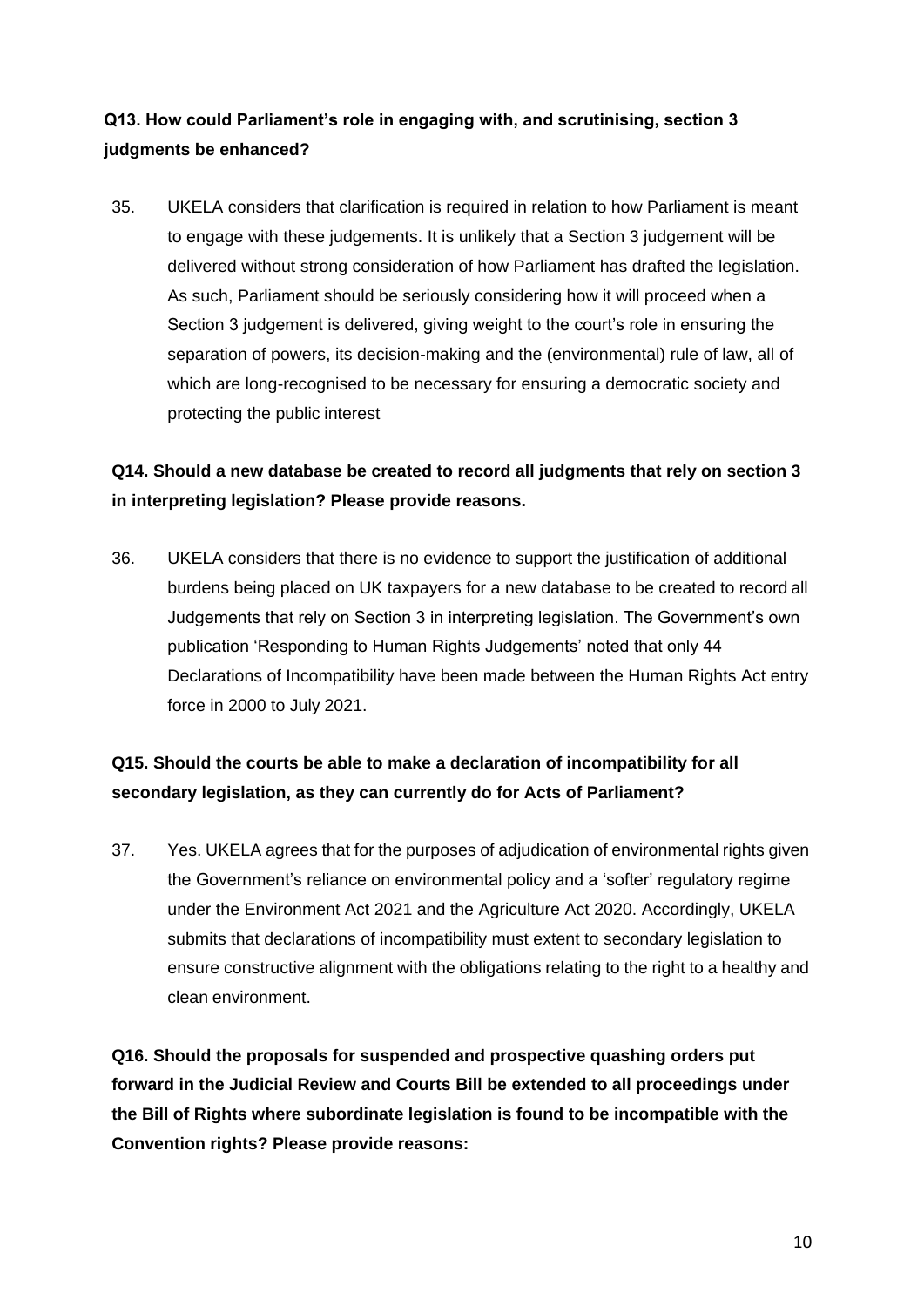**Q13. How could Parliament's role in engaging with, and scrutinising, section 3 judgments be enhanced?**

35. UKELA considers that clarification is required in relation to how Parliament is meant to engage with these judgements. It is unlikely that a Section 3 judgement will be delivered without strong consideration of how Parliament has drafted the legislation. As such, Parliament should be seriously considering how it will proceed when a Section 3 judgement is delivered, giving weight to the court's role in ensuring the separation of powers, its decision-making and the (environmental) rule of law, all of which are long-recognised to be necessary for ensuring a democratic society and protecting the public interest

**Q14. Should a new database be created to record all judgments that rely on section 3 in interpreting legislation? Please provide reasons.**

36. UKELA considers that there is no evidence to support the justification of additional burdens being placed on UK taxpayers for a new database to be created to record all Judgements that rely on Section 3 in interpreting legislation. The Government's own publication 'Responding to Human Rights Judgements' noted that only 44 Declarations of Incompatibility have been made between the Human Rights Act entry force in 2000 to July 2021.

**Q15. Should the courts be able to make a declaration of incompatibility for all secondary legislation, as they can currently do for Acts of Parliament?**

37. Yes. UKELA agrees that for the purposes of adjudication of environmental rights given the Government's reliance on environmental policy and a 'softer' regulatory regime under the Environment Act 2021 and the Agriculture Act 2020. Accordingly, UKELA submits that declarations of incompatibility must extent to secondary legislation to ensure constructive alignment with the obligations relating to the right to a healthy and clean environment.

**Q16. Should the proposals for suspended and prospective quashing orders put forward in the Judicial Review and Courts Bill be extended to all proceedings under the Bill of Rights where subordinate legislation is found to be incompatible with the Convention rights? Please provide reasons:**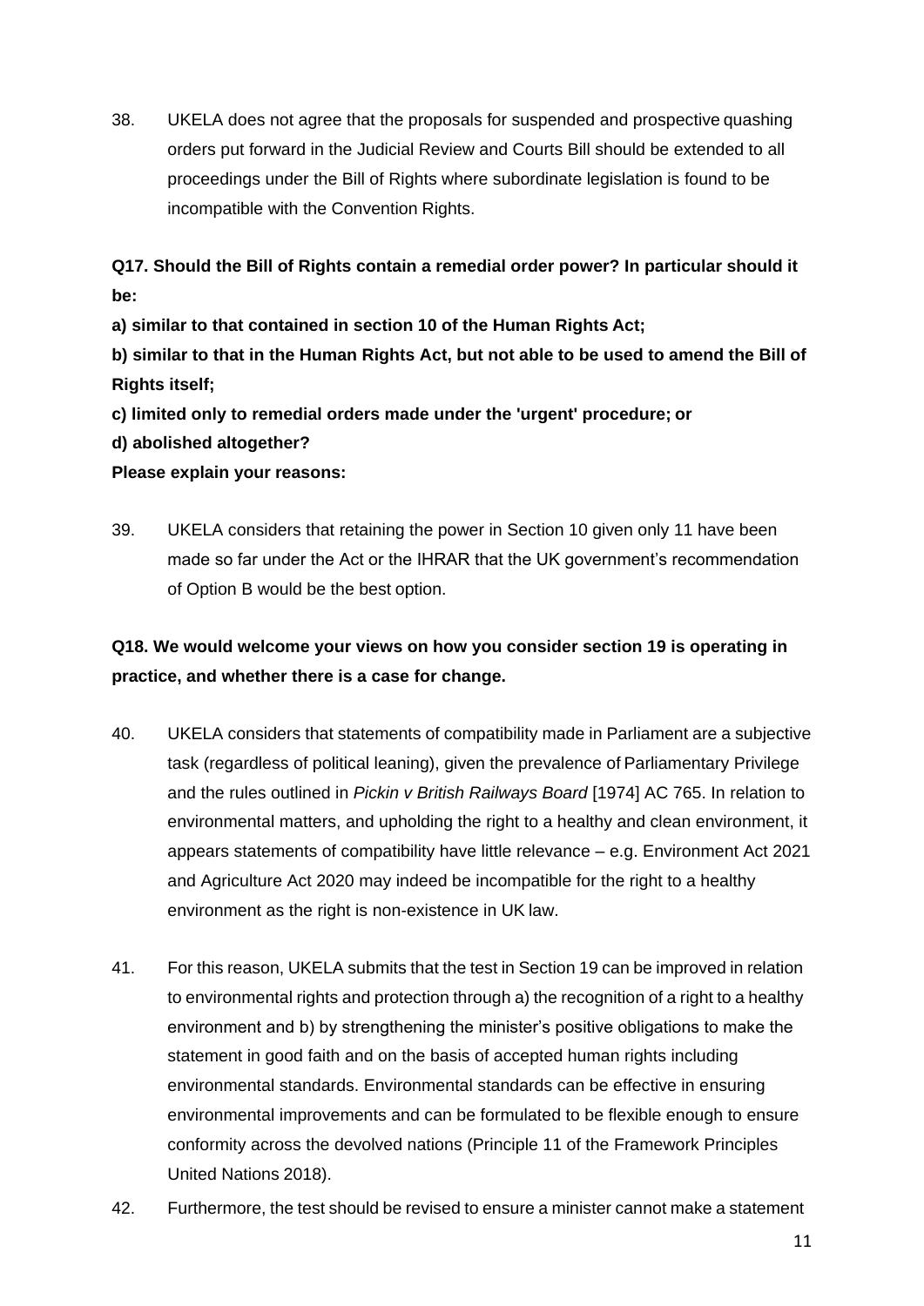38. UKELA does not agree that the proposals for suspended and prospective quashing orders put forward in the Judicial Review and Courts Bill should be extended to all proceedings under the Bill of Rights where subordinate legislation is found to be incompatible with the Convention Rights.

**Q17. Should the Bill of Rights contain a remedial order power? In particular should it be:**

**a) similar to that contained in section 10 of the Human Rights Act;**

**b) similar to that in the Human Rights Act, but not able to be used to amend the Bill of Rights itself;**

**c) limited only to remedial orders made under the 'urgent' procedure; or**

**d) abolished altogether?**

**Please explain your reasons:**

39. UKELA considers that retaining the power in Section 10 given only 11 have been made so far under the Act or the IHRAR that the UK government's recommendation of Option B would be the best option.

**Q18. We would welcome your views on how you consider section 19 is operating in practice, and whether there is a case for change.**

40. UKELA considers that statements of compatibility made in Parliament are a subjective task (regardless of political leaning), given the prevalence of Parliamentary Privilege and the rules outlined in *Pickin v British Railways Board* [1974] AC 765. In relation to environmental matters, and upholding the right to a healthy and clean environment, it appears statements of compatibility have little relevance – e.g. Environment Act 2021 and Agriculture Act 2020 may indeed be incompatible for the right to a healthy environment as the right is non-existence in UK law.

41. For this reason, UKELA submits that the test in Section 19 can be improved in relation to environmental rights and protection through a) the recognition of a right to a healthy environment and b) by strengthening the minister's positive obligations to make the statement in good faith and on the basis of accepted human rights including environmental standards. Environmental standards can be effective in ensuring environmental improvements and can be formulated to be flexible enough to ensure conformity across the devolved nations (Principle 11 of the Framework Principles United Nations 2018).

42. Furthermore, the test should be revised to ensure a minister cannot make a statement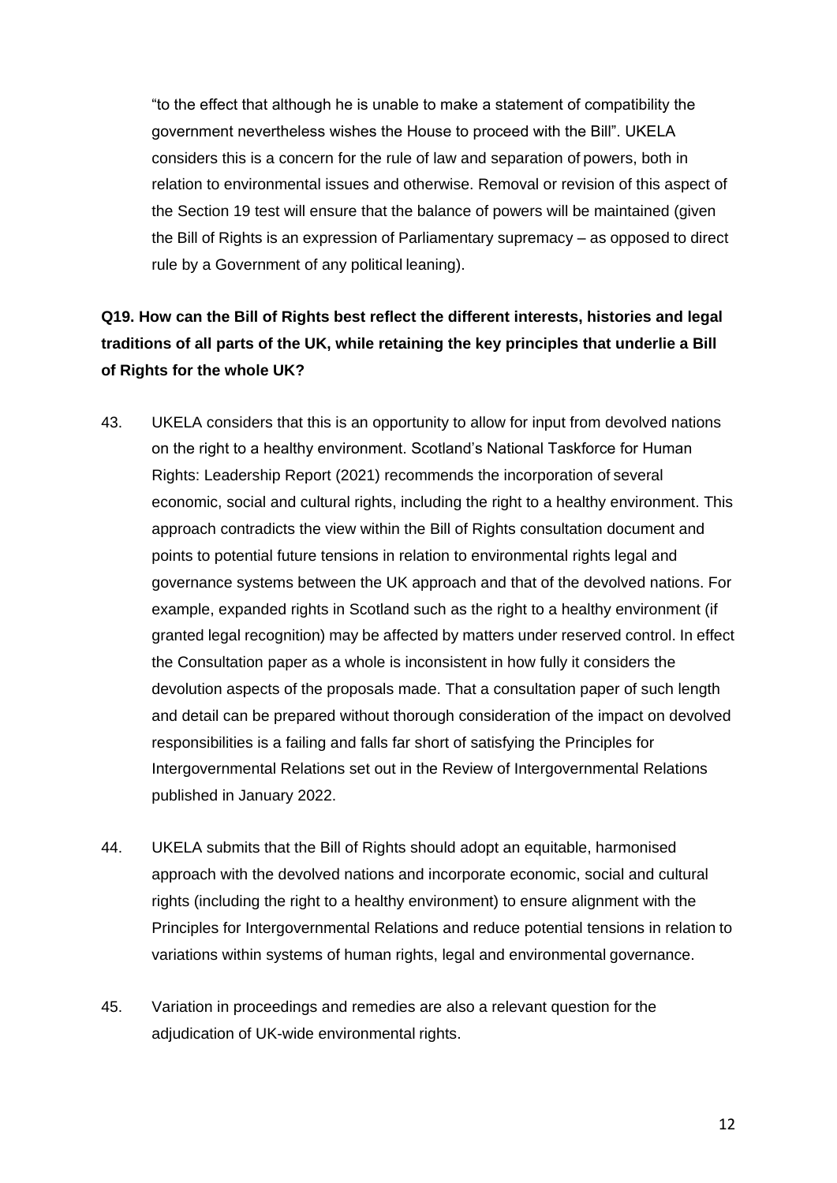"to the effect that although he is unable to make a statement of compatibility the government nevertheless wishes the House to proceed with the Bill". UKELA considers this is a concern for the rule of law and separation of powers, both in relation to environmental issues and otherwise. Removal or revision of this aspect of the Section 19 test will ensure that the balance of powers will be maintained (given the Bill of Rights is an expression of Parliamentary supremacy – as opposed to direct rule by a Government of any political leaning).

**Q19. How can the Bill of Rights best reflect the different interests, histories and legal traditions of all parts of the UK, while retaining the key principles that underlie a Bill of Rights for the whole UK?**

43. UKELA considers that this is an opportunity to allow for input from devolved nations on the right to a healthy environment. Scotland's National Taskforce for Human Rights: Leadership Report (2021) recommends the incorporation of several economic, social and cultural rights, including the right to a healthy environment. This approach contradicts the view within the Bill of Rights consultation document and points to potential future tensions in relation to environmental rights legal and governance systems between the UK approach and that of the devolved nations. For example, expanded rights in Scotland such as the right to a healthy environment (if granted legal recognition) may be affected by matters under reserved control. In effect the Consultation paper as a whole is inconsistent in how fully it considers the devolution aspects of the proposals made. That a consultation paper of such length and detail can be prepared without thorough consideration of the impact on devolved responsibilities is a failing and falls far short of satisfying the Principles for Intergovernmental Relations set out in the Review of Intergovernmental Relations published in January 2022.

44. UKELA submits that the Bill of Rights should adopt an equitable, harmonised approach with the devolved nations and incorporate economic, social and cultural rights (including the right to a healthy environment) to ensure alignment with the Principles for Intergovernmental Relations and reduce potential tensions in relation to variations within systems of human rights, legal and environmental governance.

45. Variation in proceedings and remedies are also a relevant question for the adjudication of UK-wide environmental rights.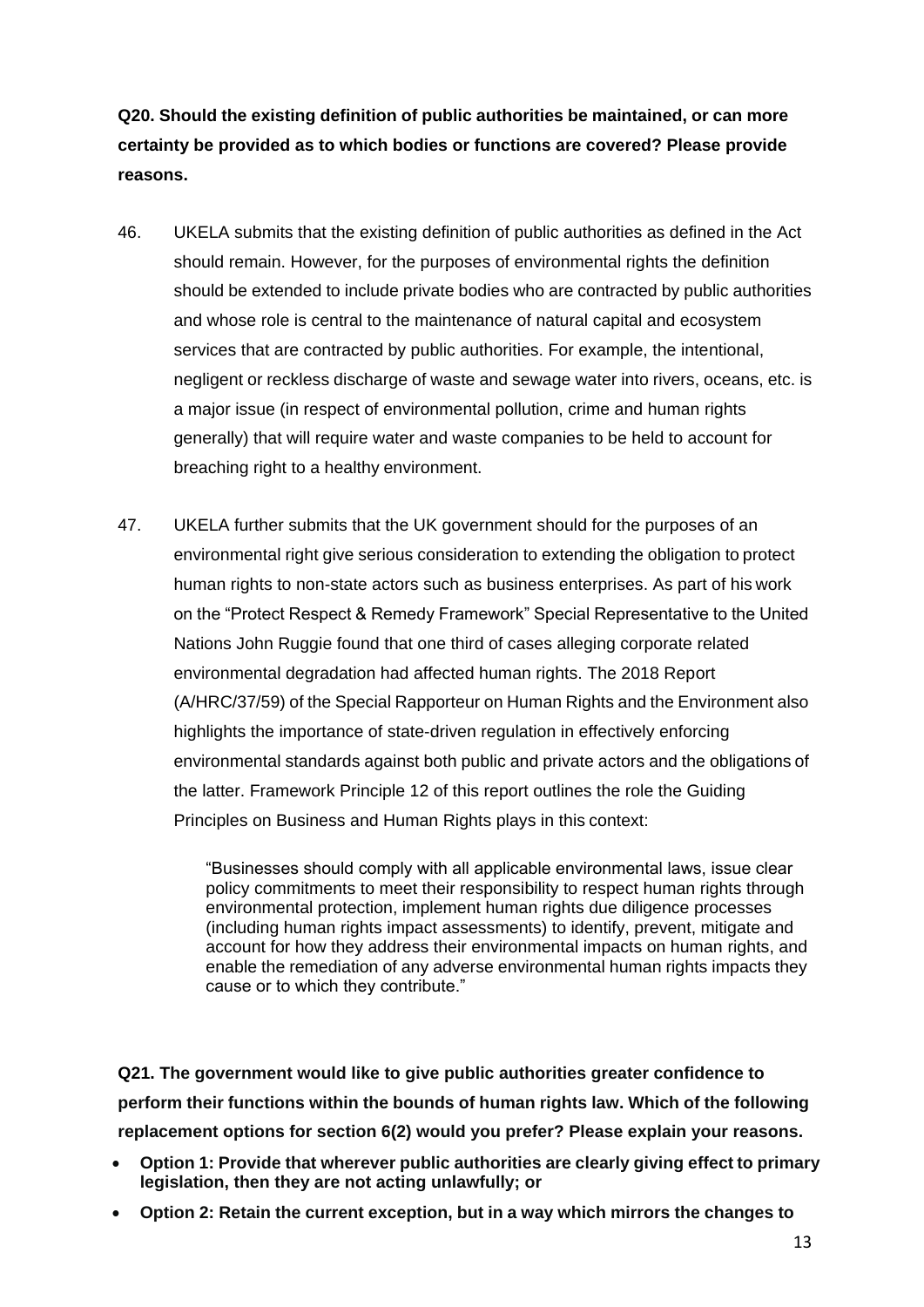**Q20. Should the existing definition of public authorities be maintained, or can more certainty be provided as to which bodies or functions are covered? Please provide reasons.**

46. UKELA submits that the existing definition of public authorities as defined in the Act should remain. However, for the purposes of environmental rights the definition should be extended to include private bodies who are contracted by public authorities and whose role is central to the maintenance of natural capital and ecosystem services that are contracted by public authorities. For example, the intentional, negligent or reckless discharge of waste and sewage water into rivers, oceans, etc. is a major issue (in respect of environmental pollution, crime and human rights generally) that will require water and waste companies to be held to account for breaching right to a healthy environment.

47. UKELA further submits that the UK government should for the purposes of an environmental right give serious consideration to extending the obligation to protect human rights to non-state actors such as business enterprises. As part of his work on the "Protect Respect & Remedy Framework" Special Representative to the United Nations John Ruggie found that one third of cases alleging corporate related environmental degradation had affected human rights. The 2018 Report (A/HRC/37/59) of the Special Rapporteur on Human Rights and the Environment also highlights the importance of state-driven regulation in effectively enforcing environmental standards against both public and private actors and the obligations of the latter. Framework Principle 12 of this report outlines the role the Guiding Principles on Business and Human Rights plays in this context:

> "Businesses should comply with all applicable environmental laws, issue clear policy commitments to meet their responsibility to respect human rights through environmental protection, implement human rights due diligence processes (including human rights impact assessments) to identify, prevent, mitigate and account for how they address their environmental impacts on human rights, and enable the remediation of any adverse environmental human rights impacts they cause or to which they contribute."

**Q21. The government would like to give public authorities greater confidence to perform their functions within the bounds of human rights law. Which of the following replacement options for section 6(2) would you prefer? Please explain your reasons.**

- **Option 1: Provide that wherever public authorities are clearly giving effect to primary legislation, then they are not acting unlawfully; or**
- **Option 2: Retain the current exception, but in a way which mirrors the changes to**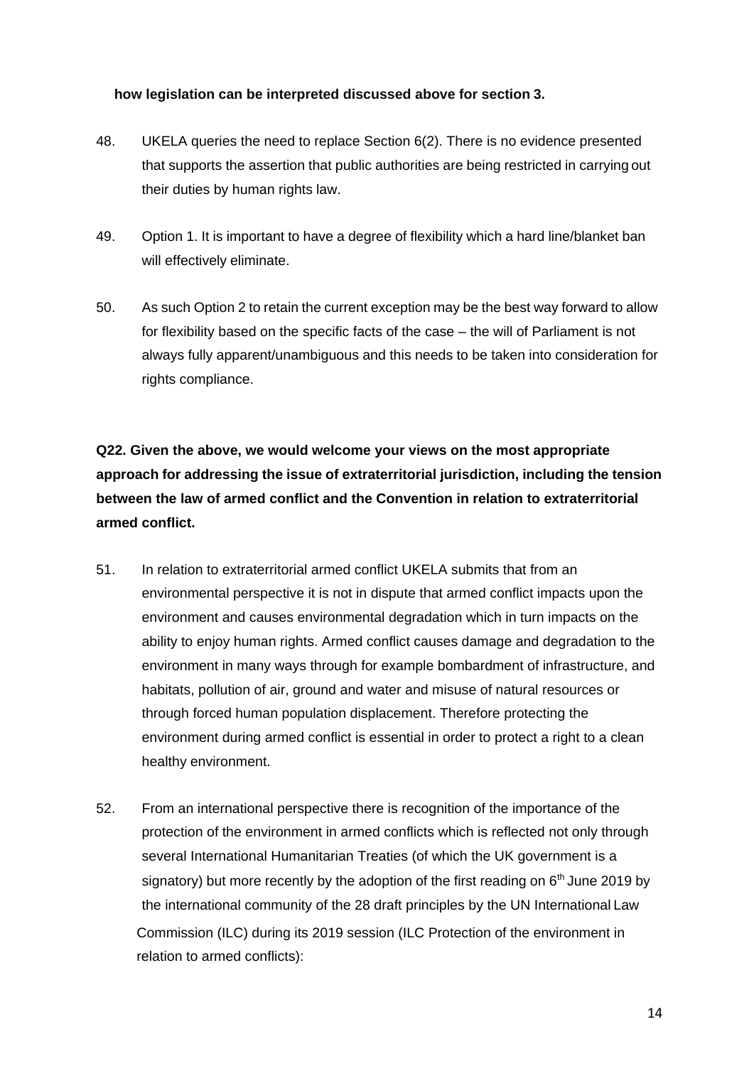**how legislation can be interpreted discussed above for section 3.**

48. UKELA queries the need to replace Section 6(2). There is no evidence presented that supports the assertion that public authorities are being restricted in carrying out their duties by human rights law.

49. Option 1. It is important to have a degree of flexibility which a hard line/blanket ban will effectively eliminate.

50. As such Option 2 to retain the current exception may be the best way forward to allow for flexibility based on the specific facts of the case – the will of Parliament is not always fully apparent/unambiguous and this needs to be taken into consideration for rights compliance.

**Q22. Given the above, we would welcome your views on the most appropriate approach for addressing the issue of extraterritorial jurisdiction, including the tension between the law of armed conflict and the Convention in relation to extraterritorial armed conflict.**

51. In relation to extraterritorial armed conflict UKELA submits that from an environmental perspective it is not in dispute that armed conflict impacts upon the environment and causes environmental degradation which in turn impacts on the ability to enjoy human rights. Armed conflict causes damage and degradation to the environment in many ways through for example bombardment of infrastructure, and habitats, pollution of air, ground and water and misuse of natural resources or through forced human population displacement. Therefore protecting the environment during armed conflict is essential in order to protect a right to a clean healthy environment.

52. From an international perspective there is recognition of the importance of the protection of the environment in armed conflicts which is reflected not only through several International Humanitarian Treaties (of which the UK government is a signatory) but more recently by the adoption of the first reading on 6th June 2019 by the international community of the 28 draft principles by the UN International Law Commission (ILC) during its 2019 session (ILC Protection of the environment in relation to armed conflicts):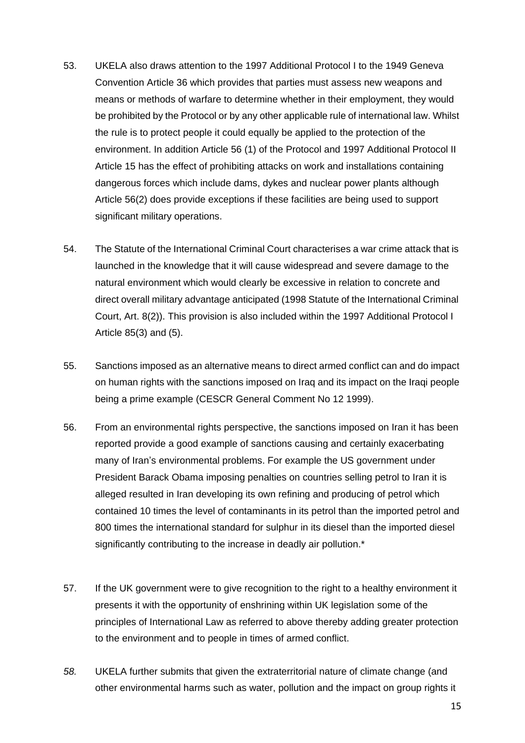53. UKELA also draws attention to the 1997 Additional Protocol I to the 1949 Geneva Convention Article 36 which provides that parties must assess new weapons and means or methods of warfare to determine whether in their employment, they would be prohibited by the Protocol or by any other applicable rule of international law. Whilst the rule is to protect people it could equally be applied to the protection of the environment. In addition Article 56 (1) of the Protocol and 1997 Additional Protocol II Article 15 has the effect of prohibiting attacks on work and installations containing dangerous forces which include dams, dykes and nuclear power plants although Article 56(2) does provide exceptions if these facilities are being used to support significant military operations.

54. The Statute of the International Criminal Court characterises a war crime attack that is launched in the knowledge that it will cause widespread and severe damage to the natural environment which would clearly be excessive in relation to concrete and direct overall military advantage anticipated (1998 Statute of the International Criminal Court, Art. 8(2)). This provision is also included within the 1997 Additional Protocol I Article 85(3) and (5).

55. Sanctions imposed as an alternative means to direct armed conflict can and do impact on human rights with the sanctions imposed on Iraq and its impact on the Iraqi people being a prime example (CESCR General Comment No 12 1999).

56. From an environmental rights perspective, the sanctions imposed on Iran it has been reported provide a good example of sanctions causing and certainly exacerbating many of Iran's environmental problems. For example the US government under President Barack Obama imposing penalties on countries selling petrol to Iran it is alleged resulted in Iran developing its own refining and producing of petrol which contained 10 times the level of contaminants in its petrol than the imported petrol and 800 times the international standard for sulphur in its diesel than the imported diesel significantly contributing to the increase in deadly air pollution.*

57. If the UK government were to give recognition to the right to a healthy environment it presents it with the opportunity of enshrining within UK legislation some of the principles of International Law as referred to above thereby adding greater protection to the environment and to people in times of armed conflict.

*58.* UKELA further submits that given the extraterritorial nature of climate change (and other environmental harms such as water, pollution and the impact on group rights it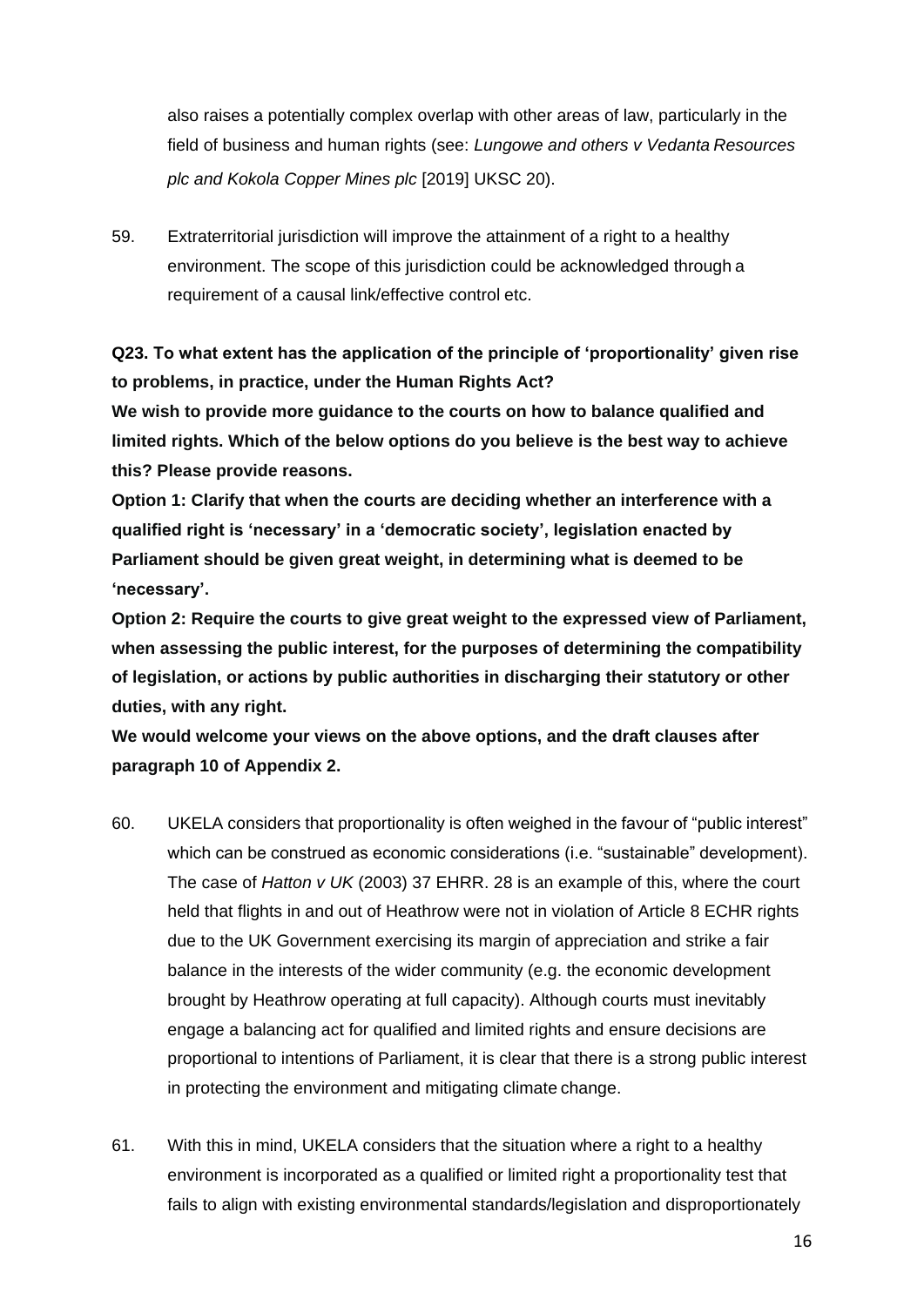also raises a potentially complex overlap with other areas of law, particularly in the field of business and human rights (see: *Lungowe and others v Vedanta Resources plc and Kokola Copper Mines plc* [2019] UKSC 20).

59. Extraterritorial jurisdiction will improve the attainment of a right to a healthy environment. The scope of this jurisdiction could be acknowledged through a requirement of a causal link/effective control etc.

**Q23. To what extent has the application of the principle of 'proportionality' given rise to problems, in practice, under the Human Rights Act?**

**We wish to provide more guidance to the courts on how to balance qualified and limited rights. Which of the below options do you believe is the best way to achieve this? Please provide reasons.**

**Option 1: Clarify that when the courts are deciding whether an interference with a qualified right is 'necessary' in a 'democratic society', legislation enacted by Parliament should be given great weight, in determining what is deemed to be 'necessary'.**

**Option 2: Require the courts to give great weight to the expressed view of Parliament, when assessing the public interest, for the purposes of determining the compatibility of legislation, or actions by public authorities in discharging their statutory or other duties, with any right.**

**We would welcome your views on the above options, and the draft clauses after paragraph 10 of Appendix 2.**

60. UKELA considers that proportionality is often weighed in the favour of "public interest" which can be construed as economic considerations (i.e. "sustainable" development). The case of *Hatton v UK* (2003) 37 EHRR. 28 is an example of this, where the court held that flights in and out of Heathrow were not in violation of Article 8 ECHR rights due to the UK Government exercising its margin of appreciation and strike a fair balance in the interests of the wider community (e.g. the economic development brought by Heathrow operating at full capacity). Although courts must inevitably engage a balancing act for qualified and limited rights and ensure decisions are proportional to intentions of Parliament, it is clear that there is a strong public interest in protecting the environment and mitigating climate change.

61. With this in mind, UKELA considers that the situation where a right to a healthy environment is incorporated as a qualified or limited right a proportionality test that fails to align with existing environmental standards/legislation and disproportionately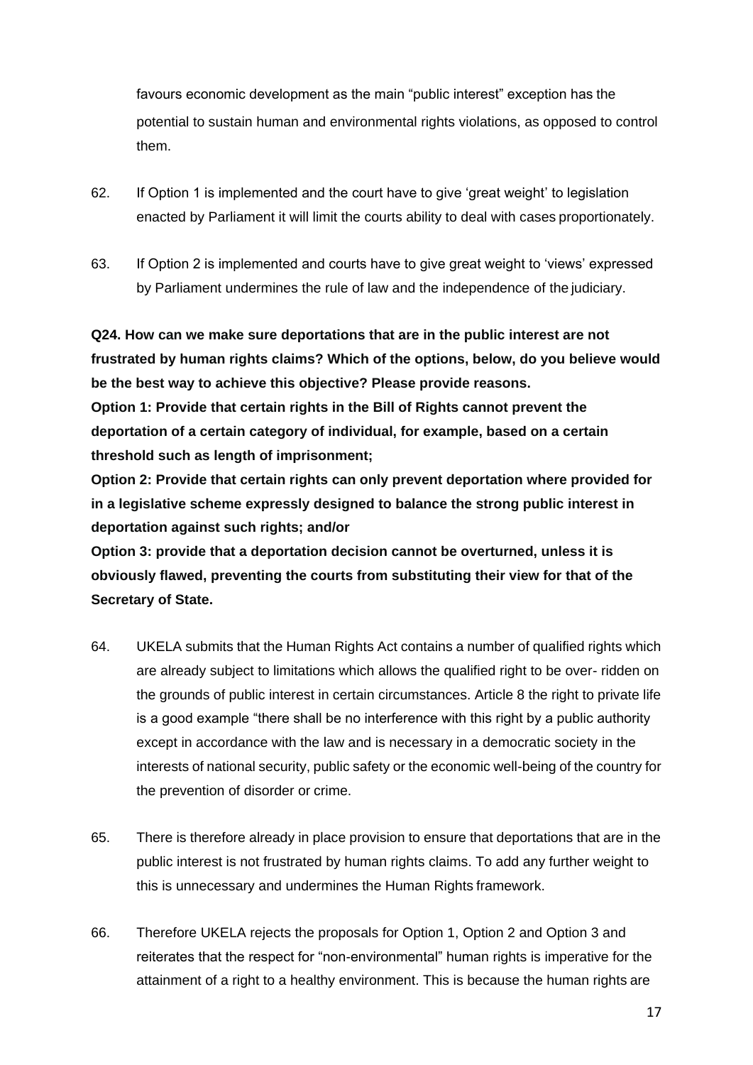favours economic development as the main "public interest" exception has the potential to sustain human and environmental rights violations, as opposed to control them.

62. If Option 1 is implemented and the court have to give 'great weight' to legislation enacted by Parliament it will limit the courts ability to deal with cases proportionately.

63. If Option 2 is implemented and courts have to give great weight to 'views' expressed by Parliament undermines the rule of law and the independence of the judiciary.

**Q24. How can we make sure deportations that are in the public interest are not frustrated by human rights claims? Which of the options, below, do you believe would be the best way to achieve this objective? Please provide reasons.**

**Option 1: Provide that certain rights in the Bill of Rights cannot prevent the deportation of a certain category of individual, for example, based on a certain threshold such as length of imprisonment;**

**Option 2: Provide that certain rights can only prevent deportation where provided for in a legislative scheme expressly designed to balance the strong public interest in deportation against such rights; and/or**

**Option 3: provide that a deportation decision cannot be overturned, unless it is obviously flawed, preventing the courts from substituting their view for that of the Secretary of State.**

64. UKELA submits that the Human Rights Act contains a number of qualified rights which are already subject to limitations which allows the qualified right to be over- ridden on the grounds of public interest in certain circumstances. Article 8 the right to private life is a good example "there shall be no interference with this right by a public authority except in accordance with the law and is necessary in a democratic society in the interests of national security, public safety or the economic well-being of the country for the prevention of disorder or crime.

65. There is therefore already in place provision to ensure that deportations that are in the public interest is not frustrated by human rights claims. To add any further weight to this is unnecessary and undermines the Human Rights framework.

66. Therefore UKELA rejects the proposals for Option 1, Option 2 and Option 3 and reiterates that the respect for "non-environmental" human rights is imperative for the attainment of a right to a healthy environment. This is because the human rights are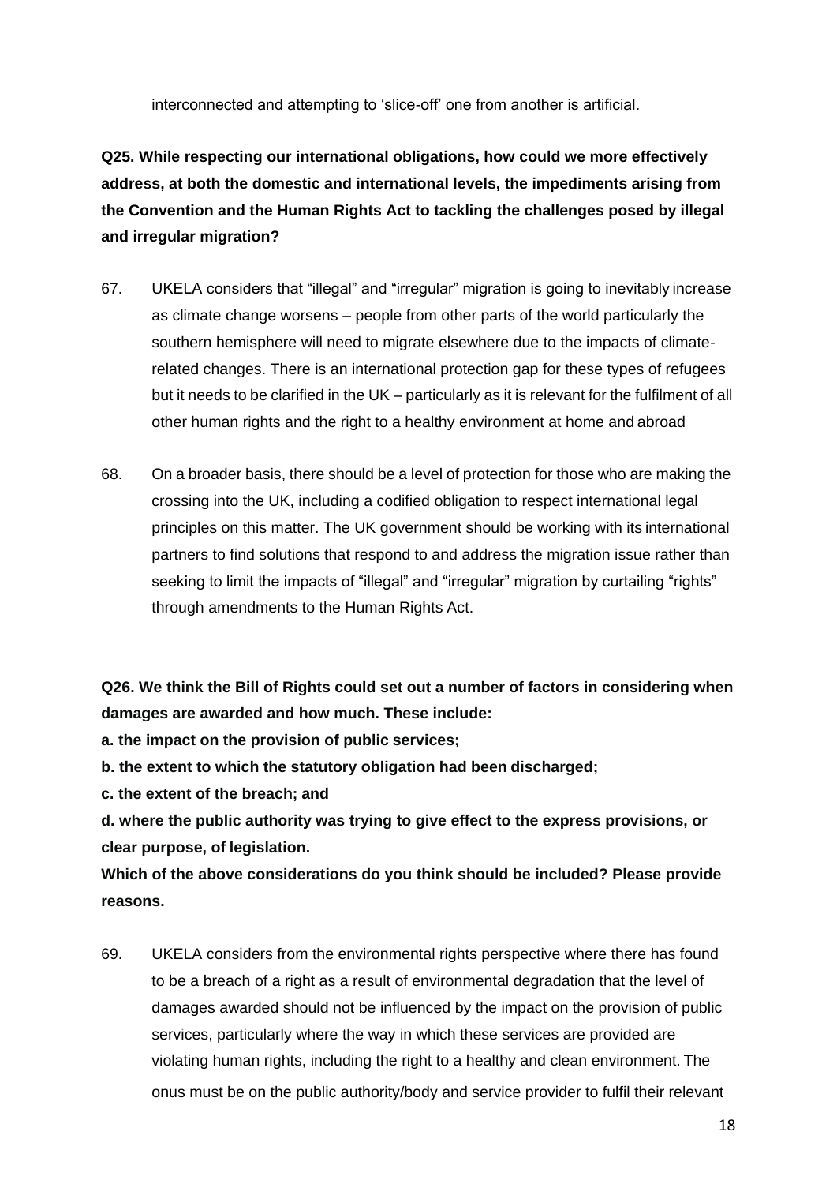interconnected and attempting to 'slice-off' one from another is artificial.

**Q25. While respecting our international obligations, how could we more effectively address, at both the domestic and international levels, the impediments arising from the Convention and the Human Rights Act to tackling the challenges posed by illegal and irregular migration?**

67. UKELA considers that "illegal" and "irregular" migration is going to inevitably increase as climate change worsens – people from other parts of the world particularly the southern hemisphere will need to migrate elsewhere due to the impacts of climate-related changes. There is an international protection gap for these types of refugees but it needs to be clarified in the UK – particularly as it is relevant for the fulfilment of all other human rights and the right to a healthy environment at home and abroad

68. On a broader basis, there should be a level of protection for those who are making the crossing into the UK, including a codified obligation to respect international legal principles on this matter. The UK government should be working with its international partners to find solutions that respond to and address the migration issue rather than seeking to limit the impacts of "illegal" and "irregular" migration by curtailing "rights" through amendments to the Human Rights Act.

**Q26. We think the Bill of Rights could set out a number of factors in considering when damages are awarded and how much. These include:**

**a. the impact on the provision of public services;**

**b. the extent to which the statutory obligation had been discharged;**

**c. the extent of the breach; and**

**d. where the public authority was trying to give effect to the express provisions, or clear purpose, of legislation.**

**Which of the above considerations do you think should be included? Please provide reasons.**

69. UKELA considers from the environmental rights perspective where there has found to be a breach of a right as a result of environmental degradation that the level of damages awarded should not be influenced by the impact on the provision of public services, particularly where the way in which these services are provided are violating human rights, including the right to a healthy and clean environment. The onus must be on the public authority/body and service provider to fulfil their relevant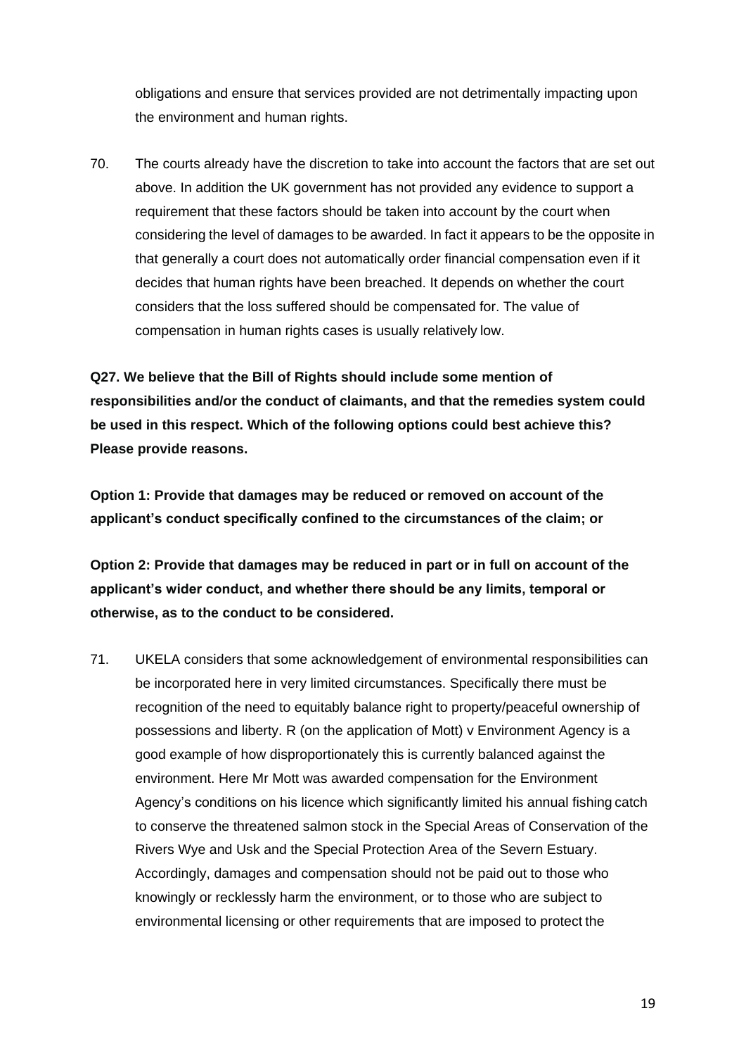obligations and ensure that services provided are not detrimentally impacting upon the environment and human rights.

70. The courts already have the discretion to take into account the factors that are set out above. In addition the UK government has not provided any evidence to support a requirement that these factors should be taken into account by the court when considering the level of damages to be awarded. In fact it appears to be the opposite in that generally a court does not automatically order financial compensation even if it decides that human rights have been breached. It depends on whether the court considers that the loss suffered should be compensated for. The value of compensation in human rights cases is usually relatively low.

**Q27. We believe that the Bill of Rights should include some mention of responsibilities and/or the conduct of claimants, and that the remedies system could be used in this respect. Which of the following options could best achieve this? Please provide reasons.**

**Option 1: Provide that damages may be reduced or removed on account of the applicant's conduct specifically confined to the circumstances of the claim; or**

**Option 2: Provide that damages may be reduced in part or in full on account of the applicant's wider conduct, and whether there should be any limits, temporal or otherwise, as to the conduct to be considered.**

71. UKELA considers that some acknowledgement of environmental responsibilities can be incorporated here in very limited circumstances. Specifically there must be recognition of the need to equitably balance right to property/peaceful ownership of possessions and liberty. R (on the application of Mott) v Environment Agency is a good example of how disproportionately this is currently balanced against the environment. Here Mr Mott was awarded compensation for the Environment Agency's conditions on his licence which significantly limited his annual fishing catch to conserve the threatened salmon stock in the Special Areas of Conservation of the Rivers Wye and Usk and the Special Protection Area of the Severn Estuary. Accordingly, damages and compensation should not be paid out to those who knowingly or recklessly harm the environment, or to those who are subject to environmental licensing or other requirements that are imposed to protect the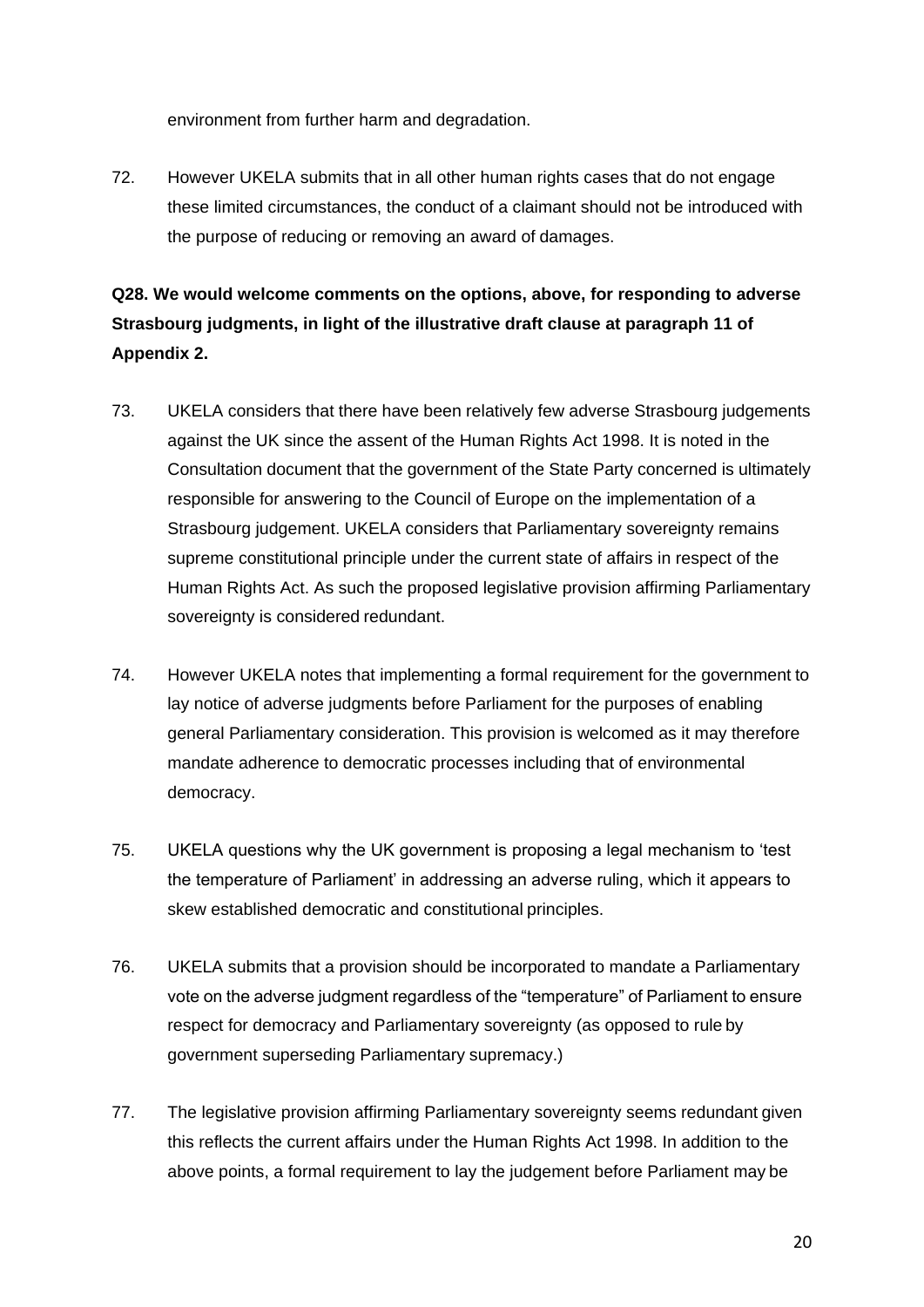environment from further harm and degradation.

72. However UKELA submits that in all other human rights cases that do not engage these limited circumstances, the conduct of a claimant should not be introduced with the purpose of reducing or removing an award of damages.

**Q28. We would welcome comments on the options, above, for responding to adverse Strasbourg judgments, in light of the illustrative draft clause at paragraph 11 of Appendix 2.**

73. UKELA considers that there have been relatively few adverse Strasbourg judgements against the UK since the assent of the Human Rights Act 1998. It is noted in the Consultation document that the government of the State Party concerned is ultimately responsible for answering to the Council of Europe on the implementation of a Strasbourg judgement. UKELA considers that Parliamentary sovereignty remains supreme constitutional principle under the current state of affairs in respect of the Human Rights Act. As such the proposed legislative provision affirming Parliamentary sovereignty is considered redundant.

74. However UKELA notes that implementing a formal requirement for the government to lay notice of adverse judgments before Parliament for the purposes of enabling general Parliamentary consideration. This provision is welcomed as it may therefore mandate adherence to democratic processes including that of environmental democracy.

75. UKELA questions why the UK government is proposing a legal mechanism to 'test the temperature of Parliament' in addressing an adverse ruling, which it appears to skew established democratic and constitutional principles.

76. UKELA submits that a provision should be incorporated to mandate a Parliamentary vote on the adverse judgment regardless of the "temperature" of Parliament to ensure respect for democracy and Parliamentary sovereignty (as opposed to rule by government superseding Parliamentary supremacy.)

77. The legislative provision affirming Parliamentary sovereignty seems redundant given this reflects the current affairs under the Human Rights Act 1998. In addition to the above points, a formal requirement to lay the judgement before Parliament may be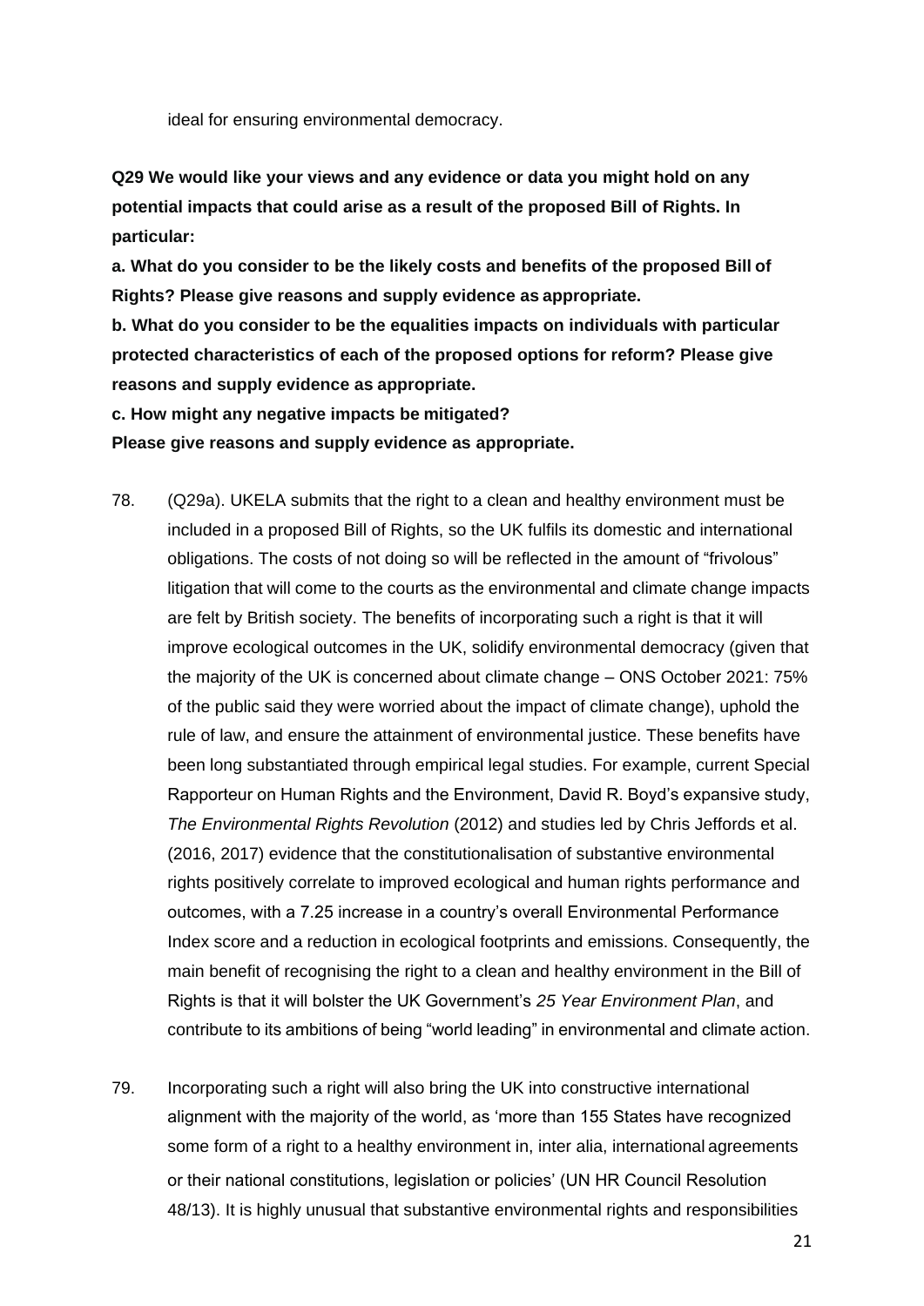ideal for ensuring environmental democracy.

**Q29 We would like your views and any evidence or data you might hold on any potential impacts that could arise as a result of the proposed Bill of Rights. In particular:**

**a. What do you consider to be the likely costs and benefits of the proposed Bill of Rights? Please give reasons and supply evidence as appropriate.**

**b. What do you consider to be the equalities impacts on individuals with particular protected characteristics of each of the proposed options for reform? Please give reasons and supply evidence as appropriate.**

**c. How might any negative impacts be mitigated?**

**Please give reasons and supply evidence as appropriate.**

78. (Q29a). UKELA submits that the right to a clean and healthy environment must be included in a proposed Bill of Rights, so the UK fulfils its domestic and international obligations. The costs of not doing so will be reflected in the amount of "frivolous" litigation that will come to the courts as the environmental and climate change impacts are felt by British society. The benefits of incorporating such a right is that it will improve ecological outcomes in the UK, solidify environmental democracy (given that the majority of the UK is concerned about climate change – ONS October 2021: 75% of the public said they were worried about the impact of climate change), uphold the rule of law, and ensure the attainment of environmental justice. These benefits have been long substantiated through empirical legal studies. For example, current Special Rapporteur on Human Rights and the Environment, David R. Boyd's expansive study, *The Environmental Rights Revolution* (2012) and studies led by Chris Jeffords et al. (2016, 2017) evidence that the constitutionalisation of substantive environmental rights positively correlate to improved ecological and human rights performance and outcomes, with a 7.25 increase in a country's overall Environmental Performance Index score and a reduction in ecological footprints and emissions. Consequently, the main benefit of recognising the right to a clean and healthy environment in the Bill of Rights is that it will bolster the UK Government's *25 Year Environment Plan*, and contribute to its ambitions of being "world leading" in environmental and climate action.

79. Incorporating such a right will also bring the UK into constructive international alignment with the majority of the world, as 'more than 155 States have recognized some form of a right to a healthy environment in, inter alia, international agreements or their national constitutions, legislation or policies' (UN HR Council Resolution 48/13). It is highly unusual that substantive environmental rights and responsibilities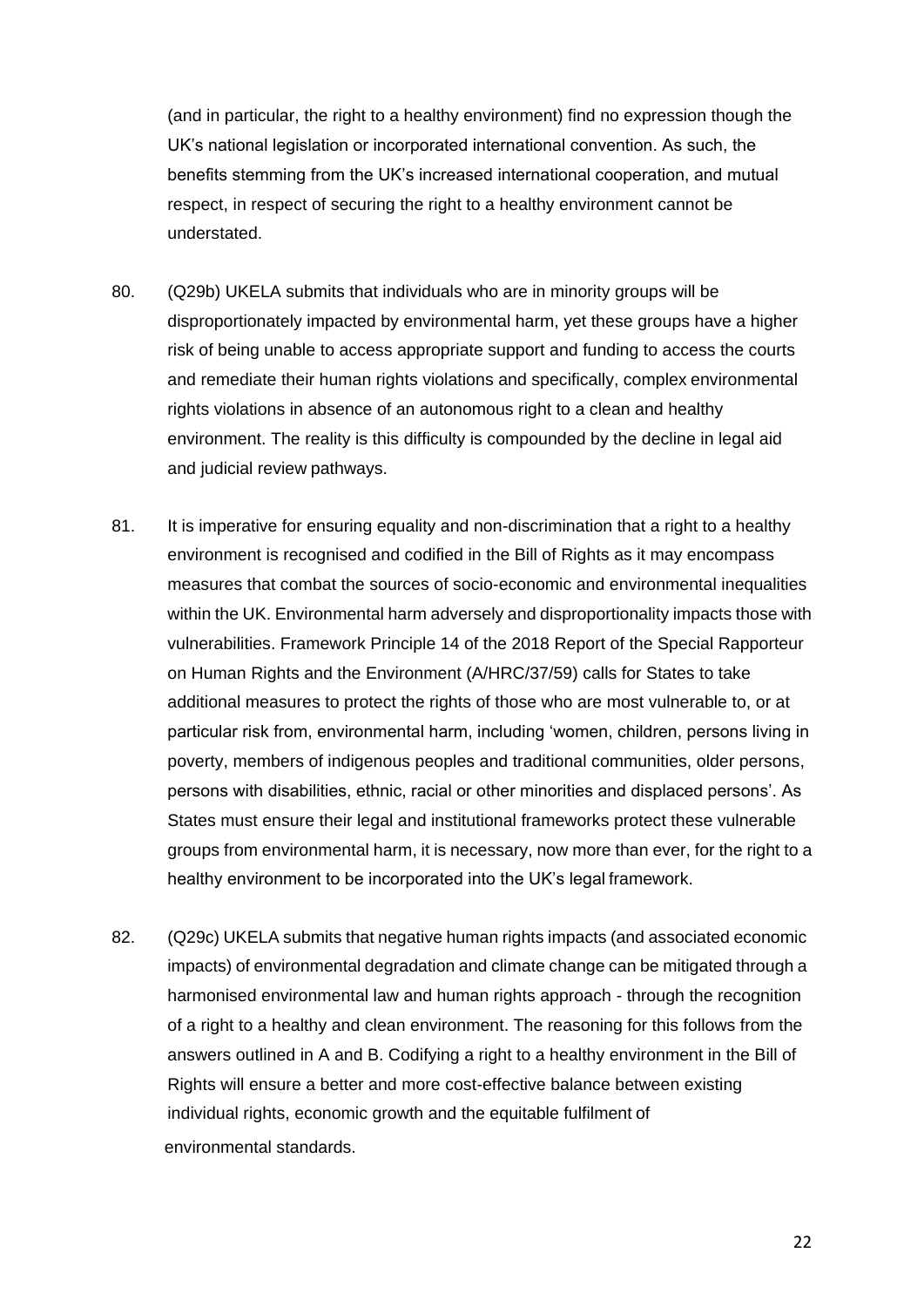(and in particular, the right to a healthy environment) find no expression though the UK's national legislation or incorporated international convention. As such, the benefits stemming from the UK's increased international cooperation, and mutual respect, in respect of securing the right to a healthy environment cannot be understated.

80. (Q29b) UKELA submits that individuals who are in minority groups will be disproportionately impacted by environmental harm, yet these groups have a higher risk of being unable to access appropriate support and funding to access the courts and remediate their human rights violations and specifically, complex environmental rights violations in absence of an autonomous right to a clean and healthy environment. The reality is this difficulty is compounded by the decline in legal aid and judicial review pathways.

81. It is imperative for ensuring equality and non-discrimination that a right to a healthy environment is recognised and codified in the Bill of Rights as it may encompass measures that combat the sources of socio-economic and environmental inequalities within the UK. Environmental harm adversely and disproportionality impacts those with vulnerabilities. Framework Principle 14 of the 2018 Report of the Special Rapporteur on Human Rights and the Environment (A/HRC/37/59) calls for States to take additional measures to protect the rights of those who are most vulnerable to, or at particular risk from, environmental harm, including 'women, children, persons living in poverty, members of indigenous peoples and traditional communities, older persons, persons with disabilities, ethnic, racial or other minorities and displaced persons'. As States must ensure their legal and institutional frameworks protect these vulnerable groups from environmental harm, it is necessary, now more than ever, for the right to a healthy environment to be incorporated into the UK's legal framework.

82. (Q29c) UKELA submits that negative human rights impacts (and associated economic impacts) of environmental degradation and climate change can be mitigated through a harmonised environmental law and human rights approach - through the recognition of a right to a healthy and clean environment. The reasoning for this follows from the answers outlined in A and B. Codifying a right to a healthy environment in the Bill of Rights will ensure a better and more cost-effective balance between existing individual rights, economic growth and the equitable fulfilment of environmental standards.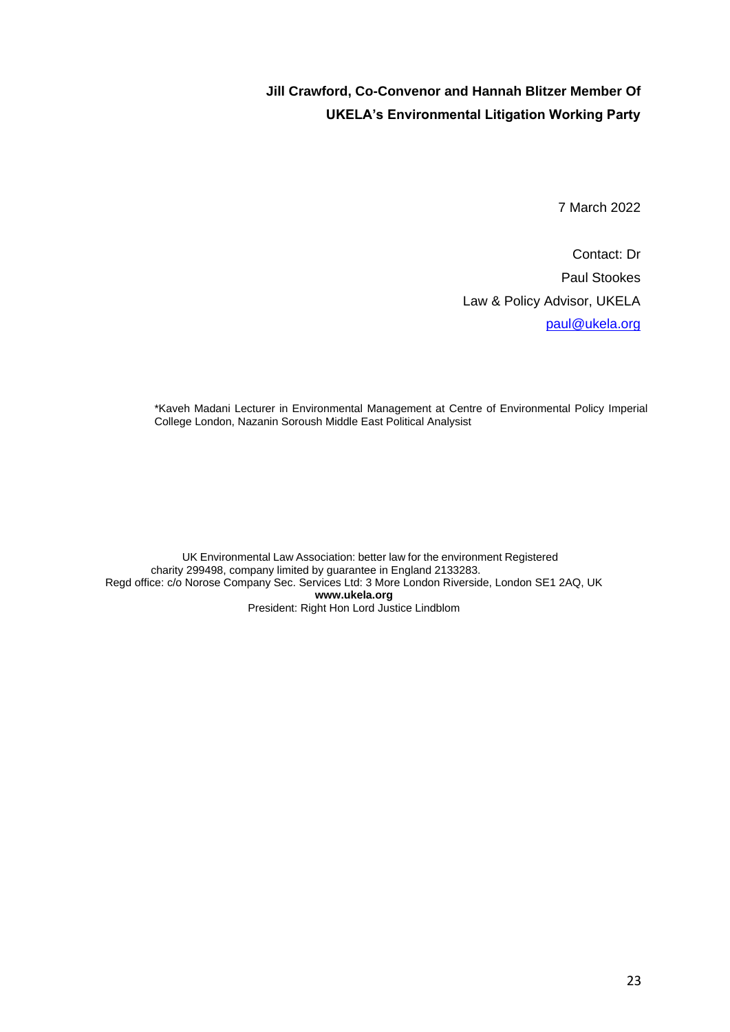**Jill Crawford, Co-Convenor and Hannah Blitzer Member Of UKELA's Environmental Litigation Working Party**

7 March 2022

Contact: Dr Paul Stookes
Law & Policy Advisor, UKELA
paul@ukela.org

*Kaveh Madani Lecturer in Environmental Management at Centre of Environmental Policy Imperial College London, Nazanin Soroush Middle East Political Analysist

UK Environmental Law Association: better law for the environment Registered charity 299498, company limited by guarantee in England 2133283.
Regd office: c/o Norose Company Sec. Services Ltd: 3 More London Riverside, London SE1 2AQ, UK
**www.ukela.org**
President: Right Hon Lord Justice Lindblom